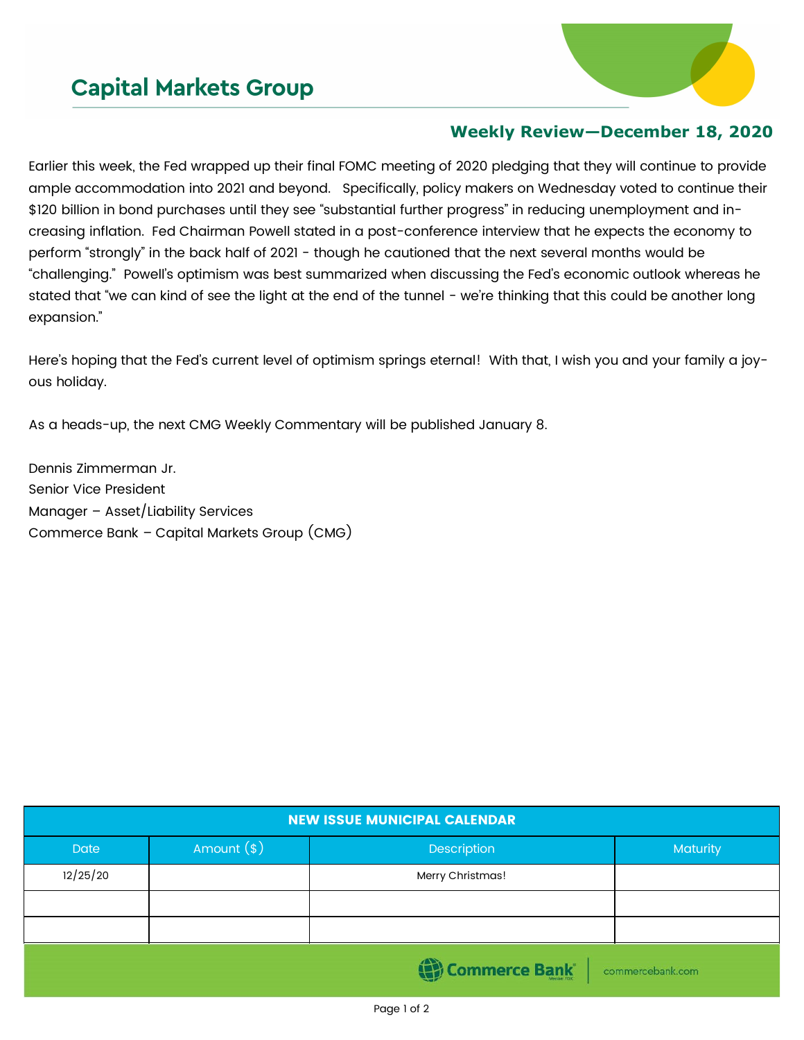# Capital Markets Group

## Weekly Review—December 18, 2020

Earlier this week, the Fed wrapped up their final FOMC meeting of 2020 pledging that they will continue to provide ample accommodation into 2021 and beyond. Specifically, policy makers on Wednesday voted to continue their $120 billion in bond purchases until they see "substantial further progress" in reducing unemployment and increasing inflation. Fed Chairman Powell stated in a post-conference interview that he expects the economy to perform "strongly" in the back half of 2021 - though he cautioned that the next several months would be "challenging." Powell's optimism was best summarized when discussing the Fed's economic outlook whereas he stated that "we can kind of see the light at the end of the tunnel - we're thinking that this could be another long expansion."

Here's hoping that the Fed's current level of optimism springs eternal! With that, I wish you and your family a joyous holiday.

As a heads-up, the next CMG Weekly Commentary will be published January 8.

Dennis Zimmerman Jr.
Senior Vice President
Manager – Asset/Liability Services
Commerce Bank – Capital Markets Group (CMG)

| NEW ISSUE MUNICIPAL CALENDAR | | | |
|---|---|---|---|
| Date | Amount ($) | Description | Maturity |
| 12/25/20 | | Merry Christmas! | |
| | | | |
| | | | |

Commerce Bank | commercebank.com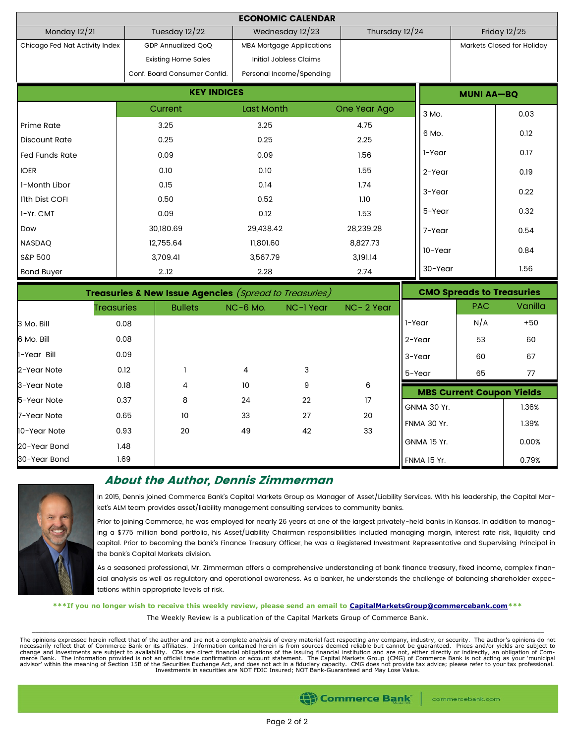## ECONOMIC CALENDAR

| Monday 12/21 | Tuesday 12/22 | Wednesday 12/23 | Thursday 12/24 | Friday 12/25 |
|---|---|---|---|---|
| Chicago Fed Nat Activity Index | GDP Annualized QoQ | MBA Mortgage Applications | | Markets Closed for Holiday |
| | Existing Home Sales | Initial Jobless Claims | | |
| | Conf. Board Consumer Confid. | Personal Income/Spending | | |

## KEY INDICES

| | Current | Last Month | One Year Ago |
|---|---|---|---|
| Prime Rate | 3.25 | 3.25 | 4.75 |
| Discount Rate | 0.25 | 0.25 | 2.25 |
| Fed Funds Rate | 0.09 | 0.09 | 1.56 |
| IOER | 0.10 | 0.10 | 1.55 |
| 1-Month Libor | 0.15 | 0.14 | 1.74 |
| 11th Dist COFI | 0.50 | 0.52 | 1.10 |
| 1-Yr. CMT | 0.09 | 0.12 | 1.53 |
| Dow | 30,180.69 | 29,438.42 | 28,239.28 |
| NASDAQ | 12,755.64 | 11,801.60 | 8,827.73 |
| S&P 500 | 3,709.41 | 3,567.79 | 3,191.14 |
| Bond Buyer | 2..12 | 2.28 | 2.74 |

## MUNI AA—BQ

| | |
|---|---|
| 3 Mo. | 0.03 |
| 6 Mo. | 0.12 |
| 1-Year | 0.17 |
| 2-Year | 0.19 |
| 3-Year | 0.22 |
| 5-Year | 0.32 |
| 7-Year | 0.54 |
| 10-Year | 0.84 |
| 30-Year | 1.56 |

## Treasuries & New Issue Agencies *(Spread to Treasuries)*

| | Treasuries | Bullets | NC-6 Mo. | NC-1 Year | NC- 2 Year |
|---|---|---|---|---|---|
| 3 Mo. Bill | 0.08 | | | | |
| 6 Mo. Bill | 0.08 | | | | |
| 1-Year Bill | 0.09 | | | | |
| 2-Year Note | 0.12 | 1 | 4 | 3 | |
| 3-Year Note | 0.18 | 4 | 10 | 9 | 6 |
| 5-Year Note | 0.37 | 8 | 24 | 22 | 17 |
| 7-Year Note | 0.65 | 10 | 33 | 27 | 20 |
| 10-Year Note | 0.93 | 20 | 49 | 42 | 33 |
| 20-Year Bond | 1.48 | | | | |
| 30-Year Bond | 1.69 | | | | |

## CMO Spreads to Treasuries

| | PAC | Vanilla |
|---|---|---|
| 1-Year | N/A | +50 |
| 2-Year | 53 | 60 |
| 3-Year | 60 | 67 |
| 5-Year | 65 | 77 |

## MBS Current Coupon Yields

| | |
|---|---|
| GNMA 30 Yr. | 1.36% |
| FNMA 30 Yr. | 1.39% |
| GNMA 15 Yr. | 0.00% |
| FNMA 15 Yr. | 0.79% |

## *About the Author, Dennis Zimmerman*

In 2015, Dennis joined Commerce Bank's Capital Markets Group as Manager of Asset/Liability Services. With his leadership, the Capital Market's ALM team provides asset/liability management consulting services to community banks.

Prior to joining Commerce, he was employed for nearly 26 years at one of the largest privately-held banks in Kansas. In addition to managing a $775 million bond portfolio, his Asset/Liability Chairman responsibilities included managing margin, interest rate risk, liquidity and capital. Prior to becoming the bank's Finance Treasury Officer, he was a Registered Investment Representative and Supervising Principal in the bank's Capital Markets division.

As a seasoned professional, Mr. Zimmerman offers a comprehensive understanding of bank finance treasury, fixed income, complex financial analysis as well as regulatory and operational awareness. As a banker, he understands the challenge of balancing shareholder expectations within appropriate levels of risk.

**\*\*\*If you no longer wish to receive this weekly review, please send an email to CapitalMarketsGroup@commercebank.com\*\*\***

The Weekly Review is a publication of the Capital Markets Group of Commerce Bank.

The opinions expressed herein reflect that of the author and are not a complete analysis of every material fact respecting any company, industry, or security. The author's opinions do not necessarily reflect that of Commerce Bank or its affiliates. Information contained herein is from sources deemed reliable but cannot be guaranteed. Prices and/or yields are subject to change and investments are subject to availability. CDs are direct financial obligations of the issuing financial institution and are not, either directly or indirectly, an obligation of Commerce Bank. The information provided is not an official trade confirmation or account statement. The Capital Markets Group (CMG) of Commerce Bank is not acting as your 'municipal advisor' within the meaning of Section 15B of the Securities Exchange Act, and does not act in a fiduciary capacity. CMG does not provide tax advice; please refer to your tax professional. Investments in securities are NOT FDIC Insured; NOT Bank-Guaranteed and May Lose Value.

Commerce Bank | commercebank.com